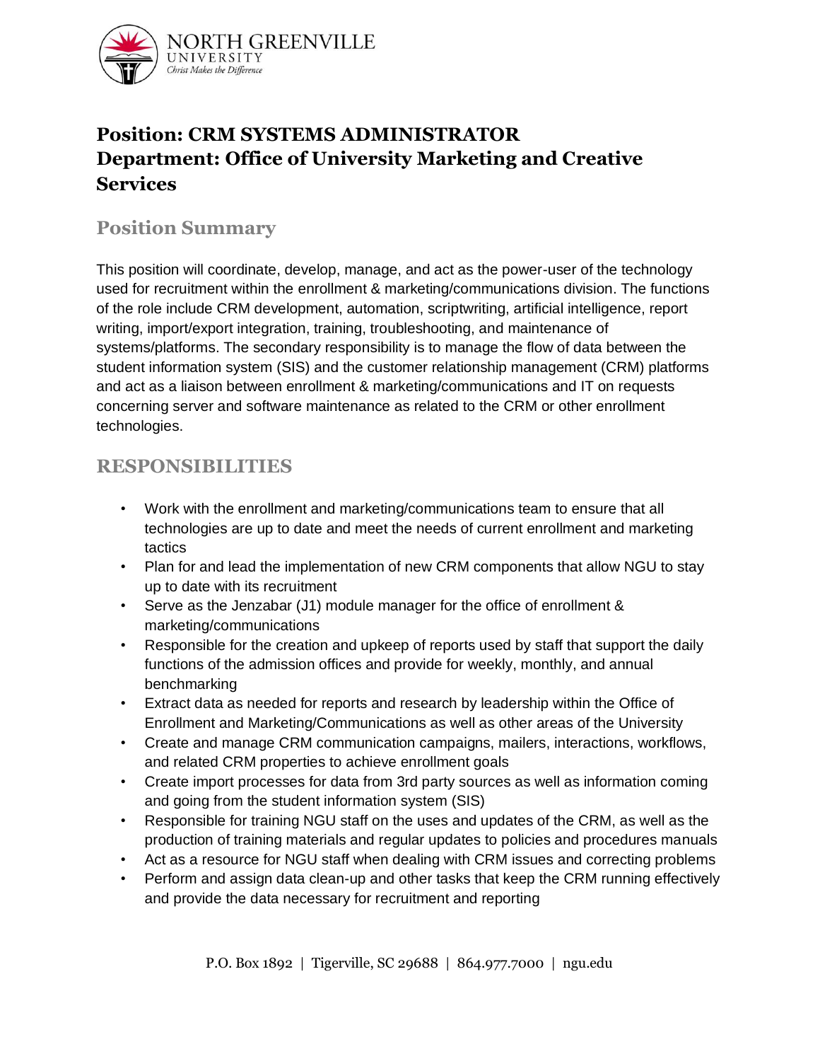# Position: CRM SYSTEMS ADMINISTRATOR
# Department: Office of University Marketing and Creative Services

## Position Summary

This position will coordinate, develop, manage, and act as the power-user of the technology used for recruitment within the enrollment & marketing/communications division. The functions of the role include CRM development, automation, scriptwriting, artificial intelligence, report writing, import/export integration, training, troubleshooting, and maintenance of systems/platforms. The secondary responsibility is to manage the flow of data between the student information system (SIS) and the customer relationship management (CRM) platforms and act as a liaison between enrollment & marketing/communications and IT on requests concerning server and software maintenance as related to the CRM or other enrollment technologies.

## RESPONSIBILITIES

- Work with the enrollment and marketing/communications team to ensure that all technologies are up to date and meet the needs of current enrollment and marketing tactics
- Plan for and lead the implementation of new CRM components that allow NGU to stay up to date with its recruitment
- Serve as the Jenzabar (J1) module manager for the office of enrollment & marketing/communications
- Responsible for the creation and upkeep of reports used by staff that support the daily functions of the admission offices and provide for weekly, monthly, and annual benchmarking
- Extract data as needed for reports and research by leadership within the Office of Enrollment and Marketing/Communications as well as other areas of the University
- Create and manage CRM communication campaigns, mailers, interactions, workflows, and related CRM properties to achieve enrollment goals
- Create import processes for data from 3rd party sources as well as information coming and going from the student information system (SIS)
- Responsible for training NGU staff on the uses and updates of the CRM, as well as the production of training materials and regular updates to policies and procedures manuals
- Act as a resource for NGU staff when dealing with CRM issues and correcting problems
- Perform and assign data clean-up and other tasks that keep the CRM running effectively and provide the data necessary for recruitment and reporting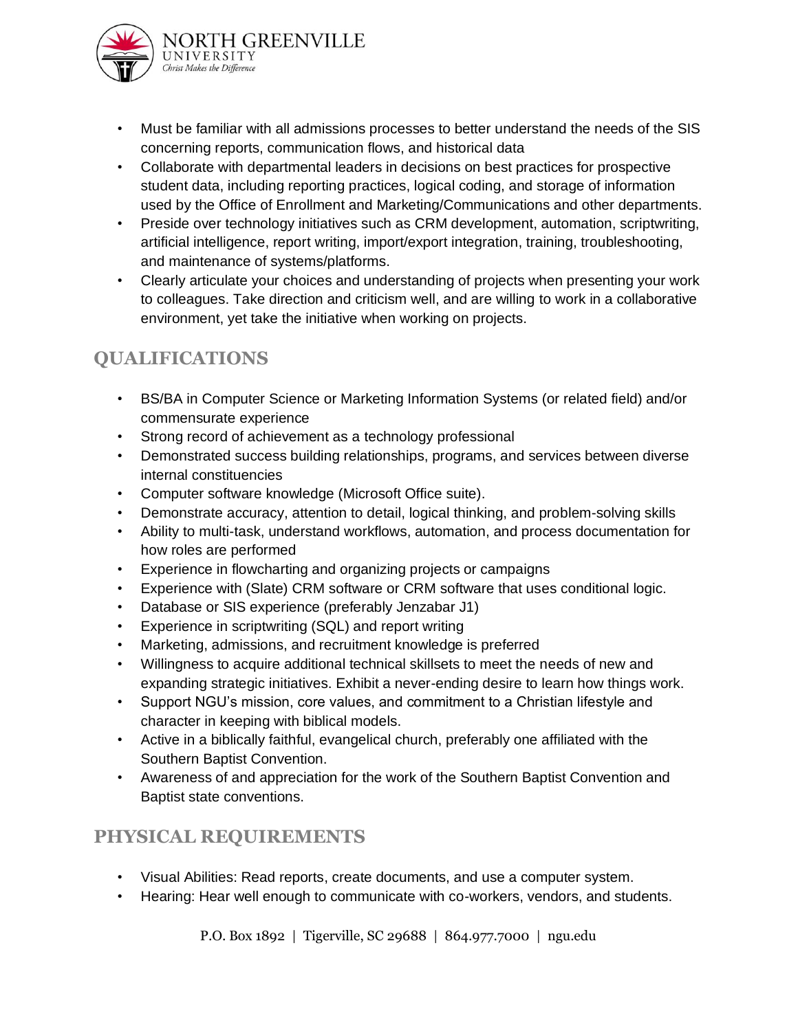- Must be familiar with all admissions processes to better understand the needs of the SIS concerning reports, communication flows, and historical data
- Collaborate with departmental leaders in decisions on best practices for prospective student data, including reporting practices, logical coding, and storage of information used by the Office of Enrollment and Marketing/Communications and other departments.
- Preside over technology initiatives such as CRM development, automation, scriptwriting, artificial intelligence, report writing, import/export integration, training, troubleshooting, and maintenance of systems/platforms.
- Clearly articulate your choices and understanding of projects when presenting your work to colleagues. Take direction and criticism well, and are willing to work in a collaborative environment, yet take the initiative when working on projects.

## QUALIFICATIONS

- BS/BA in Computer Science or Marketing Information Systems (or related field) and/or commensurate experience
- Strong record of achievement as a technology professional
- Demonstrated success building relationships, programs, and services between diverse internal constituencies
- Computer software knowledge (Microsoft Office suite).
- Demonstrate accuracy, attention to detail, logical thinking, and problem-solving skills
- Ability to multi-task, understand workflows, automation, and process documentation for how roles are performed
- Experience in flowcharting and organizing projects or campaigns
- Experience with (Slate) CRM software or CRM software that uses conditional logic.
- Database or SIS experience (preferably Jenzabar J1)
- Experience in scriptwriting (SQL) and report writing
- Marketing, admissions, and recruitment knowledge is preferred
- Willingness to acquire additional technical skillsets to meet the needs of new and expanding strategic initiatives. Exhibit a never-ending desire to learn how things work.
- Support NGU's mission, core values, and commitment to a Christian lifestyle and character in keeping with biblical models.
- Active in a biblically faithful, evangelical church, preferably one affiliated with the Southern Baptist Convention.
- Awareness of and appreciation for the work of the Southern Baptist Convention and Baptist state conventions.

## PHYSICAL REQUIREMENTS

- Visual Abilities: Read reports, create documents, and use a computer system.
- Hearing: Hear well enough to communicate with co-workers, vendors, and students.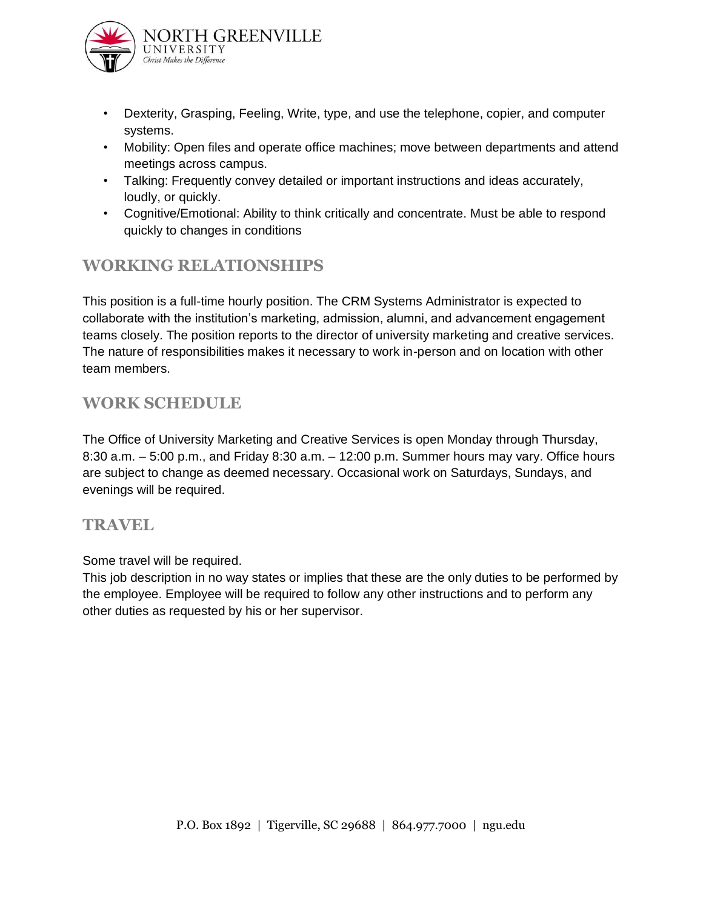- Dexterity, Grasping, Feeling, Write, type, and use the telephone, copier, and computer systems.
- Mobility: Open files and operate office machines; move between departments and attend meetings across campus.
- Talking: Frequently convey detailed or important instructions and ideas accurately, loudly, or quickly.
- Cognitive/Emotional: Ability to think critically and concentrate. Must be able to respond quickly to changes in conditions

## WORKING RELATIONSHIPS

This position is a full-time hourly position. The CRM Systems Administrator is expected to collaborate with the institution's marketing, admission, alumni, and advancement engagement teams closely. The position reports to the director of university marketing and creative services. The nature of responsibilities makes it necessary to work in-person and on location with other team members.

## WORK SCHEDULE

The Office of University Marketing and Creative Services is open Monday through Thursday, 8:30 a.m. – 5:00 p.m., and Friday 8:30 a.m. – 12:00 p.m. Summer hours may vary. Office hours are subject to change as deemed necessary. Occasional work on Saturdays, Sundays, and evenings will be required.

## TRAVEL

Some travel will be required.
This job description in no way states or implies that these are the only duties to be performed by the employee. Employee will be required to follow any other instructions and to perform any other duties as requested by his or her supervisor.